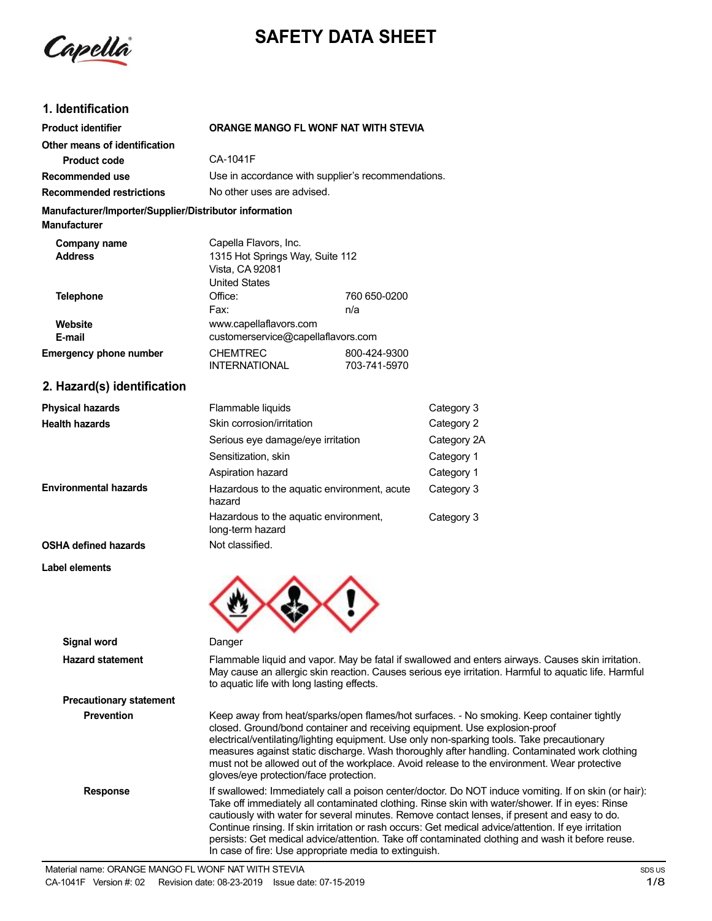# SAFETY DATA SHEET

## 1. Identification

| | | |
|---|---|---|
| **Product identifier** | **ORANGE MANGO FL WONF NAT WITH STEVIA** | |
| **Other means of identification** | | |
| **Product code** | CA-1041F | |
| **Recommended use** | Use in accordance with supplier's recommendations. | |
| **Recommended restrictions** | No other uses are advised. | |

**Manufacturer/Importer/Supplier/Distributor information**

**Manufacturer**

| | | |
|---|---|---|
| **Company name** | Capella Flavors, Inc. | |
| **Address** | 1315 Hot Springs Way, Suite 112<br>Vista, CA 92081<br>United States | |
| **Telephone** | Office: | 760 650-0200 |
| | Fax: | n/a |
| **Website** | www.capellaflavors.com | |
| **E-mail** | customerservice@capellaflavors.com | |
| **Emergency phone number** | CHEMTREC | 800-424-9300 |
| | INTERNATIONAL | 703-741-5970 |

## 2. Hazard(s) identification

| | | |
|---|---|---|
| **Physical hazards** | Flammable liquids | Category 3 |
| **Health hazards** | Skin corrosion/irritation | Category 2 |
| | Serious eye damage/eye irritation | Category 2A |
| | Sensitization, skin | Category 1 |
| | Aspiration hazard | Category 1 |
| **Environmental hazards** | Hazardous to the aquatic environment, acute hazard | Category 3 |
| | Hazardous to the aquatic environment, long-term hazard | Category 3 |
| **OSHA defined hazards** | Not classified. | |

**Label elements**

**Signal word** Danger

**Hazard statement** Flammable liquid and vapor. May be fatal if swallowed and enters airways. Causes skin irritation. May cause an allergic skin reaction. Causes serious eye irritation. Harmful to aquatic life. Harmful to aquatic life with long lasting effects.

**Precautionary statement**

**Prevention** Keep away from heat/sparks/open flames/hot surfaces. - No smoking. Keep container tightly closed. Ground/bond container and receiving equipment. Use explosion-proof electrical/ventilating/lighting equipment. Use only non-sparking tools. Take precautionary measures against static discharge. Wash thoroughly after handling. Contaminated work clothing must not be allowed out of the workplace. Avoid release to the environment. Wear protective gloves/eye protection/face protection.

**Response** If swallowed: Immediately call a poison center/doctor. Do NOT induce vomiting. If on skin (or hair): Take off immediately all contaminated clothing. Rinse skin with water/shower. If in eyes: Rinse cautiously with water for several minutes. Remove contact lenses, if present and easy to do. Continue rinsing. If skin irritation or rash occurs: Get medical advice/attention. If eye irritation persists: Get medical advice/attention. Take off contaminated clothing and wash it before reuse. In case of fire: Use appropriate media to extinguish.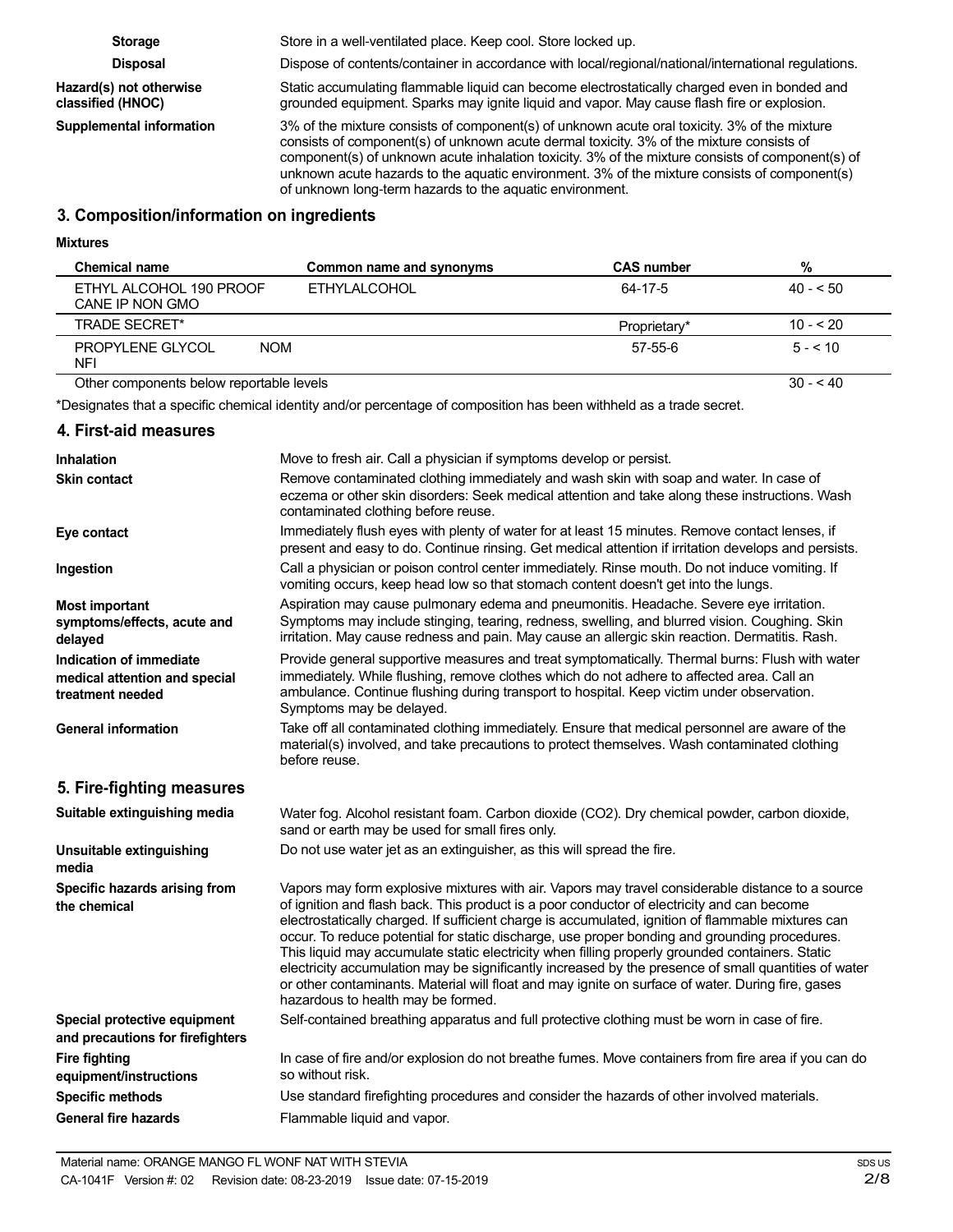| | |
|---|---|
| **Storage** | Store in a well-ventilated place. Keep cool. Store locked up. |
| **Disposal** | Dispose of contents/container in accordance with local/regional/national/international regulations. |
| **Hazard(s) not otherwise classified (HNOC)** | Static accumulating flammable liquid can become electrostatically charged even in bonded and grounded equipment. Sparks may ignite liquid and vapor. May cause flash fire or explosion. |
| **Supplemental information** | 3% of the mixture consists of component(s) of unknown acute oral toxicity. 3% of the mixture consists of component(s) of unknown acute dermal toxicity. 3% of the mixture consists of component(s) of unknown acute inhalation toxicity. 3% of the mixture consists of component(s) of unknown acute hazards to the aquatic environment. 3% of the mixture consists of component(s) of unknown long-term hazards to the aquatic environment. |

## 3. Composition/information on ingredients

**Mixtures**

| Chemical name | Common name and synonyms | CAS number | % |
|---|---|---|---|
| ETHYL ALCOHOL 190 PROOF CANE IP NON GMO | ETHYLALCOHOL | 64-17-5 | 40 - < 50 |
| TRADE SECRET* | | Proprietary* | 10 - < 20 |
| PROPYLENE GLYCOL NOM NFI | | 57-55-6 | 5 - < 10 |
| Other components below reportable levels | | | 30 - < 40 |

*Designates that a specific chemical identity and/or percentage of composition has been withheld as a trade secret.

## 4. First-aid measures

| | |
|---|---|
| **Inhalation** | Move to fresh air. Call a physician if symptoms develop or persist. |
| **Skin contact** | Remove contaminated clothing immediately and wash skin with soap and water. In case of eczema or other skin disorders: Seek medical attention and take along these instructions. Wash contaminated clothing before reuse. |
| **Eye contact** | Immediately flush eyes with plenty of water for at least 15 minutes. Remove contact lenses, if present and easy to do. Continue rinsing. Get medical attention if irritation develops and persists. |
| **Ingestion** | Call a physician or poison control center immediately. Rinse mouth. Do not induce vomiting. If vomiting occurs, keep head low so that stomach content doesn't get into the lungs. |
| **Most important symptoms/effects, acute and delayed** | Aspiration may cause pulmonary edema and pneumonitis. Headache. Severe eye irritation. Symptoms may include stinging, tearing, redness, swelling, and blurred vision. Coughing. Skin irritation. May cause redness and pain. May cause an allergic skin reaction. Dermatitis. Rash. |
| **Indication of immediate medical attention and special treatment needed** | Provide general supportive measures and treat symptomatically. Thermal burns: Flush with water immediately. While flushing, remove clothes which do not adhere to affected area. Call an ambulance. Continue flushing during transport to hospital. Keep victim under observation. Symptoms may be delayed. |
| **General information** | Take off all contaminated clothing immediately. Ensure that medical personnel are aware of the material(s) involved, and take precautions to protect themselves. Wash contaminated clothing before reuse. |

## 5. Fire-fighting measures

| | |
|---|---|
| **Suitable extinguishing media** | Water fog. Alcohol resistant foam. Carbon dioxide ($CO_2$). Dry chemical powder, carbon dioxide, sand or earth may be used for small fires only. |
| **Unsuitable extinguishing media** | Do not use water jet as an extinguisher, as this will spread the fire. |
| **Specific hazards arising from the chemical** | Vapors may form explosive mixtures with air. Vapors may travel considerable distance to a source of ignition and flash back. This product is a poor conductor of electricity and can become electrostatically charged. If sufficient charge is accumulated, ignition of flammable mixtures can occur. To reduce potential for static discharge, use proper bonding and grounding procedures. This liquid may accumulate static electricity when filling properly grounded containers. Static electricity accumulation may be significantly increased by the presence of small quantities of water or other contaminants. Material will float and may ignite on surface of water. During fire, gases hazardous to health may be formed. |
| **Special protective equipment and precautions for firefighters** | Self-contained breathing apparatus and full protective clothing must be worn in case of fire. |
| **Fire fighting equipment/instructions** | In case of fire and/or explosion do not breathe fumes. Move containers from fire area if you can do so without risk. |
| **Specific methods** | Use standard firefighting procedures and consider the hazards of other involved materials. |
| **General fire hazards** | Flammable liquid and vapor. |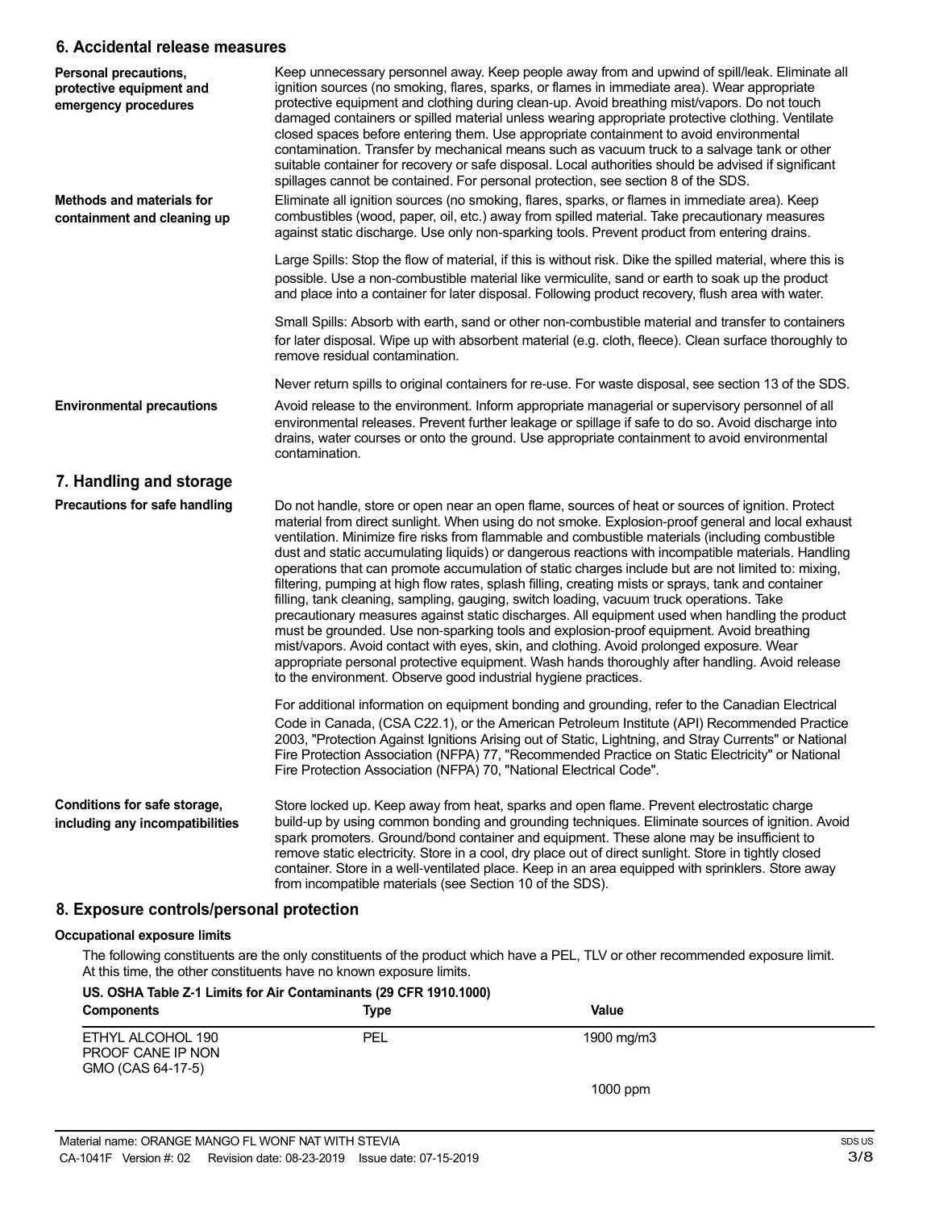## 6. Accidental release measures

**Personal precautions, protective equipment and emergency procedures**

Keep unnecessary personnel away. Keep people away from and upwind of spill/leak. Eliminate all ignition sources (no smoking, flares, sparks, or flames in immediate area). Wear appropriate protective equipment and clothing during clean-up. Avoid breathing mist/vapors. Do not touch damaged containers or spilled material unless wearing appropriate protective clothing. Ventilate closed spaces before entering them. Use appropriate containment to avoid environmental contamination. Transfer by mechanical means such as vacuum truck to a salvage tank or other suitable container for recovery or safe disposal. Local authorities should be advised if significant spillages cannot be contained. For personal protection, see section 8 of the SDS.

**Methods and materials for containment and cleaning up**

Eliminate all ignition sources (no smoking, flares, sparks, or flames in immediate area). Keep combustibles (wood, paper, oil, etc.) away from spilled material. Take precautionary measures against static discharge. Use only non-sparking tools. Prevent product from entering drains.

Large Spills: Stop the flow of material, if this is without risk. Dike the spilled material, where this is possible. Use a non-combustible material like vermiculite, sand or earth to soak up the product and place into a container for later disposal. Following product recovery, flush area with water.

Small Spills: Absorb with earth, sand or other non-combustible material and transfer to containers for later disposal. Wipe up with absorbent material (e.g. cloth, fleece). Clean surface thoroughly to remove residual contamination.

Never return spills to original containers for re-use. For waste disposal, see section 13 of the SDS.

**Environmental precautions**

Avoid release to the environment. Inform appropriate managerial or supervisory personnel of all environmental releases. Prevent further leakage or spillage if safe to do so. Avoid discharge into drains, water courses or onto the ground. Use appropriate containment to avoid environmental contamination.

## 7. Handling and storage

**Precautions for safe handling**

Do not handle, store or open near an open flame, sources of heat or sources of ignition. Protect material from direct sunlight. When using do not smoke. Explosion-proof general and local exhaust ventilation. Minimize fire risks from flammable and combustible materials (including combustible dust and static accumulating liquids) or dangerous reactions with incompatible materials. Handling operations that can promote accumulation of static charges include but are not limited to: mixing, filtering, pumping at high flow rates, splash filling, creating mists or sprays, tank and container filling, tank cleaning, sampling, gauging, switch loading, vacuum truck operations. Take precautionary measures against static discharges. All equipment used when handling the product must be grounded. Use non-sparking tools and explosion-proof equipment. Avoid breathing mist/vapors. Avoid contact with eyes, skin, and clothing. Avoid prolonged exposure. Wear appropriate personal protective equipment. Wash hands thoroughly after handling. Avoid release to the environment. Observe good industrial hygiene practices.

For additional information on equipment bonding and grounding, refer to the Canadian Electrical Code in Canada, (CSA C22.1), or the American Petroleum Institute (API) Recommended Practice 2003, "Protection Against Ignitions Arising out of Static, Lightning, and Stray Currents" or National Fire Protection Association (NFPA) 77, "Recommended Practice on Static Electricity" or National Fire Protection Association (NFPA) 70, "National Electrical Code".

**Conditions for safe storage, including any incompatibilities**

Store locked up. Keep away from heat, sparks and open flame. Prevent electrostatic charge build-up by using common bonding and grounding techniques. Eliminate sources of ignition. Avoid spark promoters. Ground/bond container and equipment. These alone may be insufficient to remove static electricity. Store in a cool, dry place out of direct sunlight. Store in tightly closed container. Store in a well-ventilated place. Keep in an area equipped with sprinklers. Store away from incompatible materials (see Section 10 of the SDS).

## 8. Exposure controls/personal protection

**Occupational exposure limits**

The following constituents are the only constituents of the product which have a PEL, TLV or other recommended exposure limit. At this time, the other constituents have no known exposure limits.

**US. OSHA Table Z-1 Limits for Air Contaminants (29 CFR 1910.1000)**

| Components | Type | Value |
|---|---|---|
| ETHYL ALCOHOL 190 PROOF CANE IP NON GMO (CAS 64-17-5) | PEL | 1900 mg/m3 |
| | | 1000 ppm |

Material name: ORANGE MANGO FL WONF NAT WITH STEVIA

CA-1041F Version #: 02 Revision date: 08-23-2019 Issue date: 07-15-2019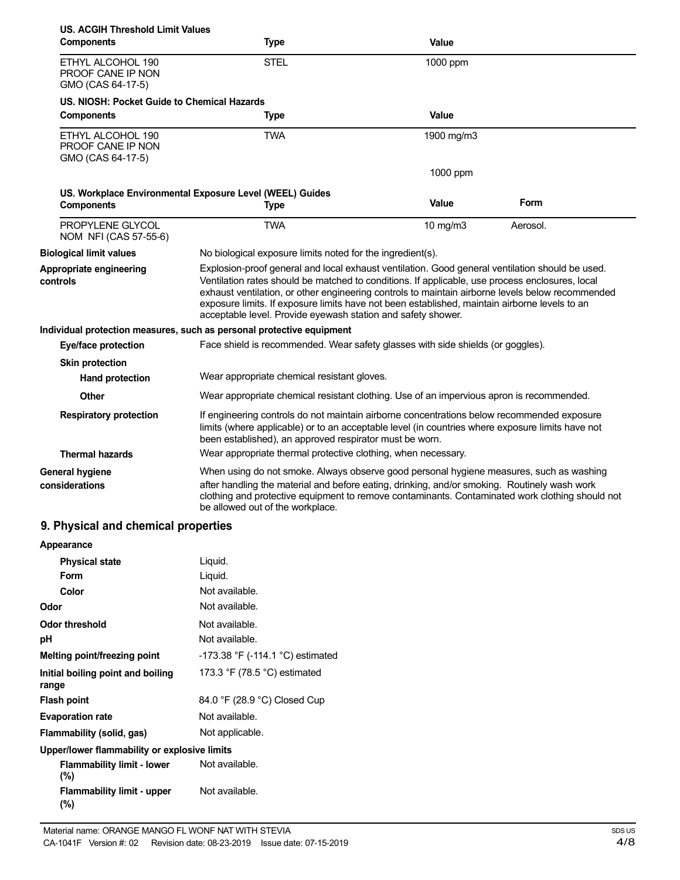**US. ACGIH Threshold Limit Values**

| Components | Type | Value |
|---|---|---|
| ETHYL ALCOHOL 190 PROOF CANE IP NON GMO (CAS 64-17-5) | STEL | 1000 ppm |

**US. NIOSH: Pocket Guide to Chemical Hazards**

| Components | Type | Value |
|---|---|---|
| ETHYL ALCOHOL 190 PROOF CANE IP NON GMO (CAS 64-17-5) | TWA | 1900 mg/m3 |
| | | 1000 ppm |

**US. Workplace Environmental Exposure Level (WEEL) Guides**

| Components | Type | Value | Form |
|---|---|---|---|
| PROPYLENE GLYCOL NOM NFI (CAS 57-55-6) | TWA | 10 mg/m3 | Aerosol. |

**Biological limit values** No biological exposure limits noted for the ingredient(s).

**Appropriate engineering controls** Explosion-proof general and local exhaust ventilation. Good general ventilation should be used. Ventilation rates should be matched to conditions. If applicable, use process enclosures, local exhaust ventilation, or other engineering controls to maintain airborne levels below recommended exposure limits. If exposure limits have not been established, maintain airborne levels to an acceptable level. Provide eyewash station and safety shower.

**Individual protection measures, such as personal protective equipment**

**Eye/face protection** Face shield is recommended. Wear safety glasses with side shields (or goggles).

**Skin protection**

**Hand protection** Wear appropriate chemical resistant gloves.

**Other** Wear appropriate chemical resistant clothing. Use of an impervious apron is recommended.

**Respiratory protection** If engineering controls do not maintain airborne concentrations below recommended exposure limits (where applicable) or to an acceptable level (in countries where exposure limits have not been established), an approved respirator must be worn.

**Thermal hazards** Wear appropriate thermal protective clothing, when necessary.

**General hygiene considerations** When using do not smoke. Always observe good personal hygiene measures, such as washing after handling the material and before eating, drinking, and/or smoking. Routinely wash work clothing and protective equipment to remove contaminants. Contaminated work clothing should not be allowed out of the workplace.

## 9. Physical and chemical properties

**Appearance**

| | |
|---|---|
| **Physical state** | Liquid. |
| **Form** | Liquid. |
| **Color** | Not available. |
| **Odor** | Not available. |
| **Odor threshold** | Not available. |
| **pH** | Not available. |
| **Melting point/freezing point** | -173.38 °F (-114.1 °C) estimated |
| **Initial boiling point and boiling range** | 173.3 °F (78.5 °C) estimated |
| **Flash point** | 84.0 °F (28.9 °C) Closed Cup |
| **Evaporation rate** | Not available. |
| **Flammability (solid, gas)** | Not applicable. |

**Upper/lower flammability or explosive limits**

| | |
|---|---|
| **Flammability limit - lower (%)** | Not available. |
| **Flammability limit - upper (%)** | Not available. |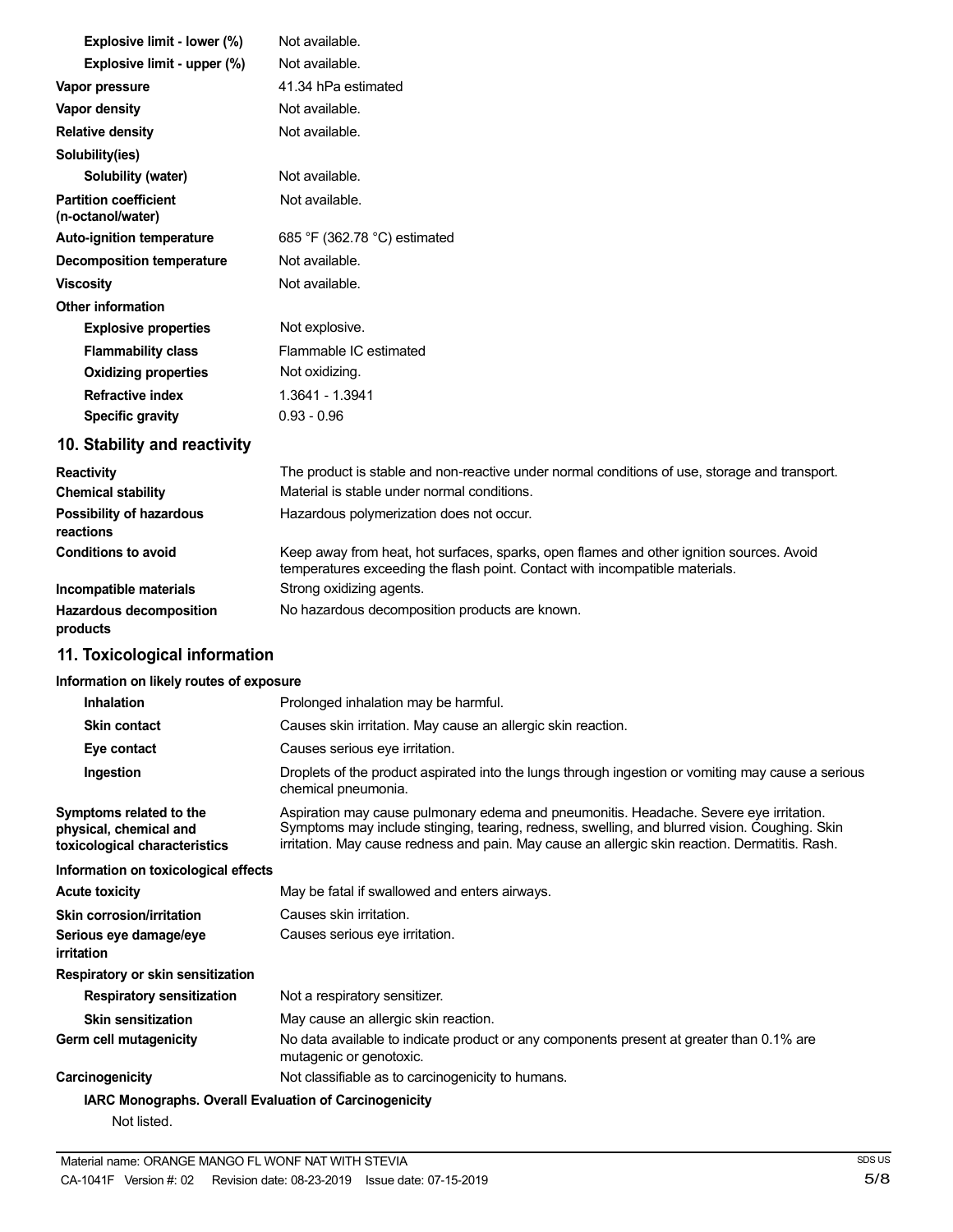| | |
|---|---|
| **Explosive limit - lower (%)** | Not available. |
| **Explosive limit - upper (%)** | Not available. |
| **Vapor pressure** | 41.34 hPa estimated |
| **Vapor density** | Not available. |
| **Relative density** | Not available. |
| **Solubility(ies)** | |
| **Solubility (water)** | Not available. |
| **Partition coefficient (n-octanol/water)** | Not available. |
| **Auto-ignition temperature** | 685 °F (362.78 °C) estimated |
| **Decomposition temperature** | Not available. |
| **Viscosity** | Not available. |
| **Other information** | |
| **Explosive properties** | Not explosive. |
| **Flammability class** | Flammable IC estimated |
| **Oxidizing properties** | Not oxidizing. |
| **Refractive index** | 1.3641 - 1.3941 |
| **Specific gravity** | 0.93 - 0.96 |

## 10. Stability and reactivity

| | |
|---|---|
| **Reactivity** | The product is stable and non-reactive under normal conditions of use, storage and transport. |
| **Chemical stability** | Material is stable under normal conditions. |
| **Possibility of hazardous reactions** | Hazardous polymerization does not occur. |
| **Conditions to avoid** | Keep away from heat, hot surfaces, sparks, open flames and other ignition sources. Avoid temperatures exceeding the flash point. Contact with incompatible materials. |
| **Incompatible materials** | Strong oxidizing agents. |
| **Hazardous decomposition products** | No hazardous decomposition products are known. |

## 11. Toxicological information

**Information on likely routes of exposure**

| | |
|---|---|
| **Inhalation** | Prolonged inhalation may be harmful. |
| **Skin contact** | Causes skin irritation. May cause an allergic skin reaction. |
| **Eye contact** | Causes serious eye irritation. |
| **Ingestion** | Droplets of the product aspirated into the lungs through ingestion or vomiting may cause a serious chemical pneumonia. |
| **Symptoms related to the physical, chemical and toxicological characteristics** | Aspiration may cause pulmonary edema and pneumonitis. Headache. Severe eye irritation. Symptoms may include stinging, tearing, redness, swelling, and blurred vision. Coughing. Skin irritation. May cause redness and pain. May cause an allergic skin reaction. Dermatitis. Rash. |

**Information on toxicological effects**

| | |
|---|---|
| **Acute toxicity** | May be fatal if swallowed and enters airways. |
| **Skin corrosion/irritation** | Causes skin irritation. |
| **Serious eye damage/eye irritation** | Causes serious eye irritation. |
| **Respiratory or skin sensitization** | |
| **Respiratory sensitization** | Not a respiratory sensitizer. |
| **Skin sensitization** | May cause an allergic skin reaction. |
| **Germ cell mutagenicity** | No data available to indicate product or any components present at greater than 0.1% are mutagenic or genotoxic. |
| **Carcinogenicity** | Not classifiable as to carcinogenicity to humans. |

**IARC Monographs. Overall Evaluation of Carcinogenicity**

Not listed.

Material name: ORANGE MANGO FL WONF NAT WITH STEVIA

CA-1041F Version #: 02 Revision date: 08-23-2019 Issue date: 07-15-2019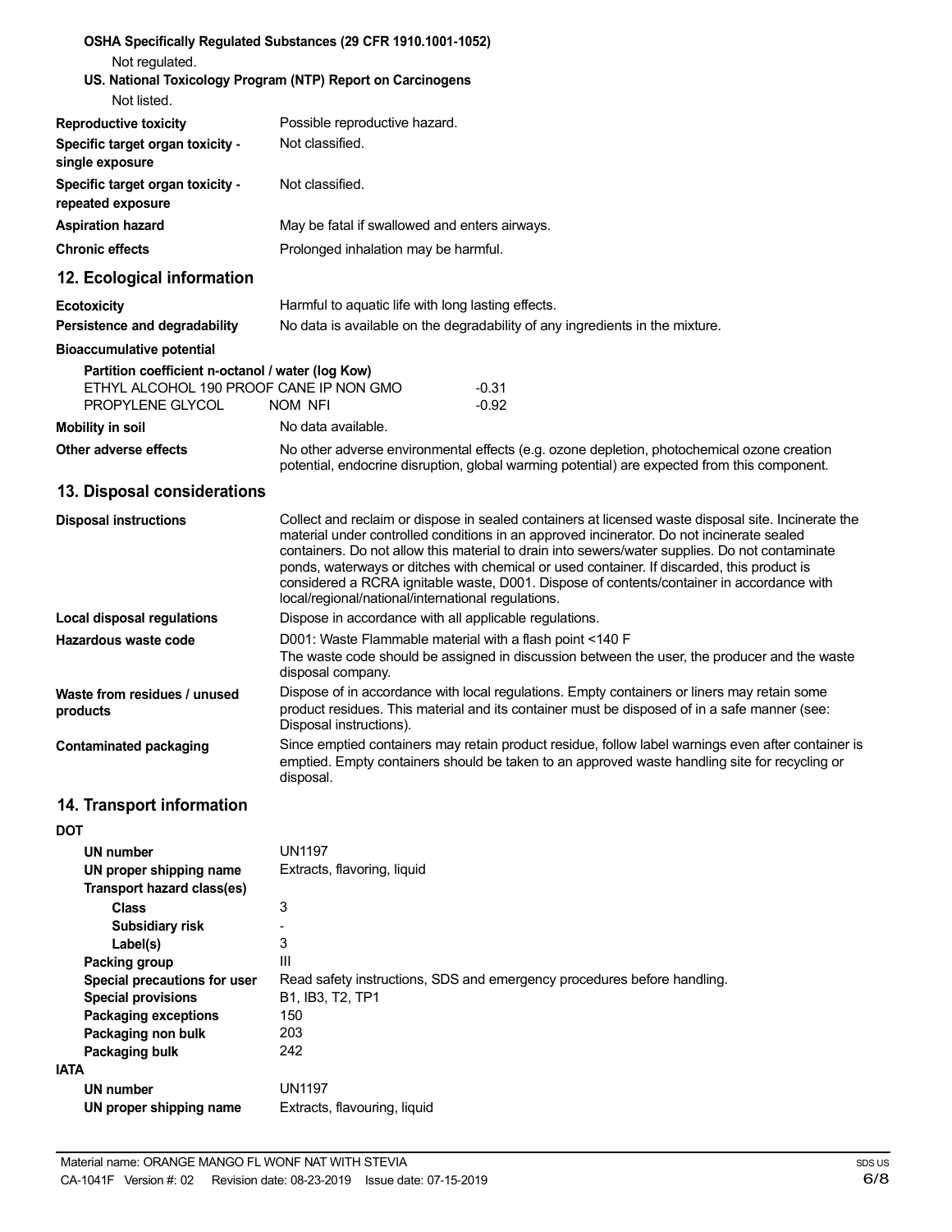**OSHA Specifically Regulated Substances (29 CFR 1910.1001-1052)**

Not regulated.

**US. National Toxicology Program (NTP) Report on Carcinogens**

Not listed.

| | |
|---|---|
| **Reproductive toxicity** | Possible reproductive hazard. |
| **Specific target organ toxicity - single exposure** | Not classified. |
| **Specific target organ toxicity - repeated exposure** | Not classified. |
| **Aspiration hazard** | May be fatal if swallowed and enters airways. |
| **Chronic effects** | Prolonged inhalation may be harmful. |

## 12. Ecological information

| | |
|---|---|
| **Ecotoxicity** | Harmful to aquatic life with long lasting effects. |
| **Persistence and degradability** | No data is available on the degradability of any ingredients in the mixture. |

**Bioaccumulative potential**

**Partition coefficient n-octanol / water (log Kow)**

| | |
|---|---|
| ETHYL ALCOHOL 190 PROOF CANE IP NON GMO | -0.31 |
| PROPYLENE GLYCOL NOM NFI | -0.92 |

| | |
|---|---|
| **Mobility in soil** | No data available. |
| **Other adverse effects** | No other adverse environmental effects (e.g. ozone depletion, photochemical ozone creation potential, endocrine disruption, global warming potential) are expected from this component. |

## 13. Disposal considerations

| | |
|---|---|
| **Disposal instructions** | Collect and reclaim or dispose in sealed containers at licensed waste disposal site. Incinerate the material under controlled conditions in an approved incinerator. Do not incinerate sealed containers. Do not allow this material to drain into sewers/water supplies. Do not contaminate ponds, waterways or ditches with chemical or used container. If discarded, this product is considered a RCRA ignitable waste, D001. Dispose of contents/container in accordance with local/regional/national/international regulations. |
| **Local disposal regulations** | Dispose in accordance with all applicable regulations. |
| **Hazardous waste code** | D001: Waste Flammable material with a flash point <140 F<br>The waste code should be assigned in discussion between the user, the producer and the waste disposal company. |
| **Waste from residues / unused products** | Dispose of in accordance with local regulations. Empty containers or liners may retain some product residues. This material and its container must be disposed of in a safe manner (see: Disposal instructions). |
| **Contaminated packaging** | Since emptied containers may retain product residue, follow label warnings even after container is emptied. Empty containers should be taken to an approved waste handling site for recycling or disposal. |

## 14. Transport information

**DOT**

| | |
|---|---|
| **UN number** | UN1197 |
| **UN proper shipping name** | Extracts, flavoring, liquid |
| **Transport hazard class(es)** | |
| **Class** | 3 |
| **Subsidiary risk** | - |
| **Label(s)** | 3 |
| **Packing group** | III |
| **Special precautions for user** | Read safety instructions, SDS and emergency procedures before handling. |
| **Special provisions** | B1, IB3, T2, TP1 |
| **Packaging exceptions** | 150 |
| **Packaging non bulk** | 203 |
| **Packaging bulk** | 242 |

**IATA**

| | |
|---|---|
| **UN number** | UN1197 |
| **UN proper shipping name** | Extracts, flavouring, liquid |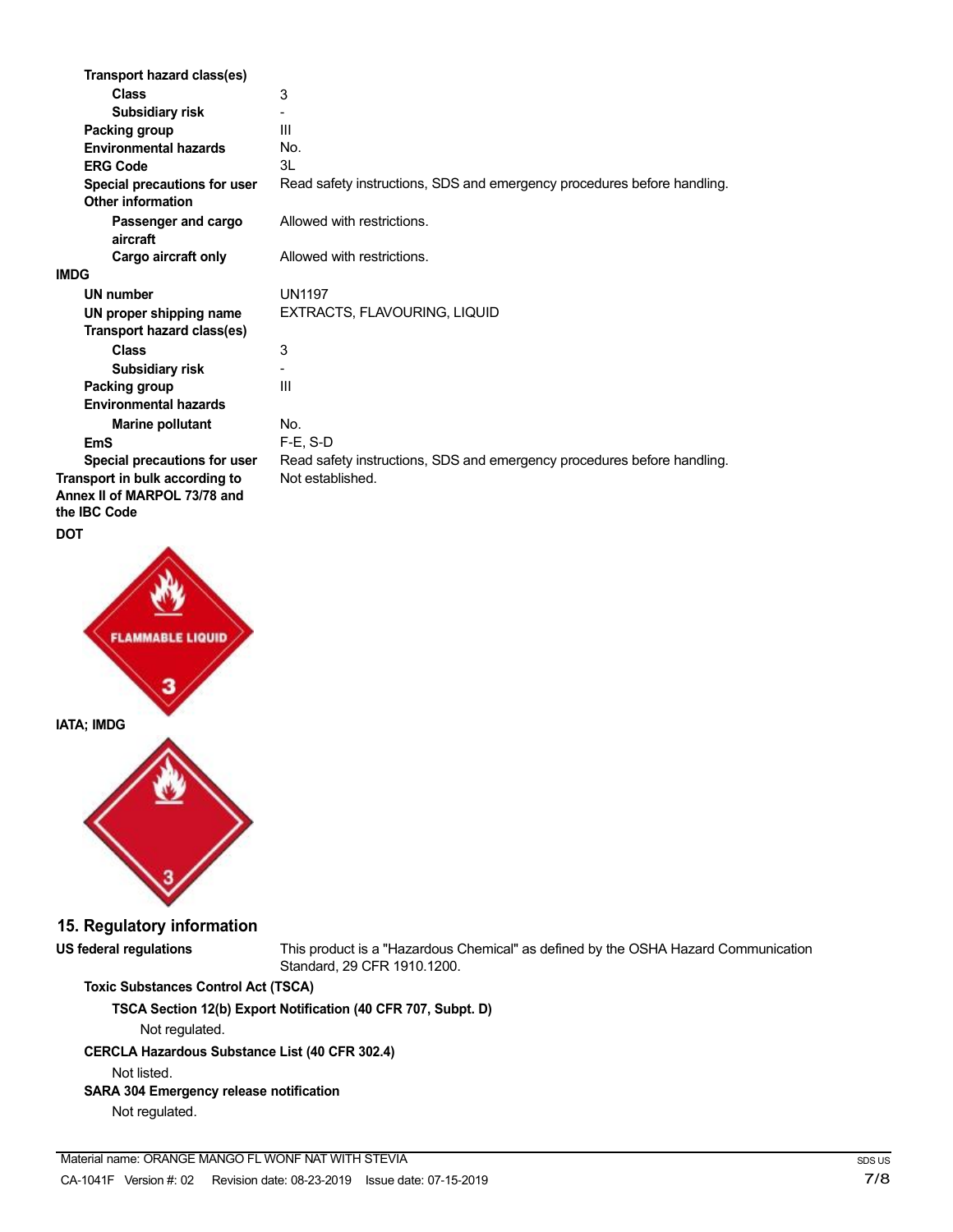**Transport hazard class(es)**

**Class** 3

**Subsidiary risk** -

**Packing group** III

**Environmental hazards** No.

**ERG Code** 3L

**Special precautions for user** Read safety instructions, SDS and emergency procedures before handling.

**Other information**

**Passenger and cargo aircraft** Allowed with restrictions.

**Cargo aircraft only** Allowed with restrictions.

**IMDG**

**UN number** UN1197

**UN proper shipping name** EXTRACTS, FLAVOURING, LIQUID

**Transport hazard class(es)**

**Class** 3

**Subsidiary risk** -

**Packing group** III

**Environmental hazards**

**Marine pollutant** No.

**EmS** F-E, S-D

**Special precautions for user** Read safety instructions, SDS and emergency procedures before handling.

**Transport in bulk according to Annex II of MARPOL 73/78 and the IBC Code** Not established.

**DOT**

FLAMMABLE LIQUID

3

**IATA; IMDG**

3

## 15. Regulatory information

**US federal regulations** This product is a "Hazardous Chemical" as defined by the OSHA Hazard Communication Standard, 29 CFR 1910.1200.

**Toxic Substances Control Act (TSCA)**

**TSCA Section 12(b) Export Notification (40 CFR 707, Subpt. D)**

Not regulated.

**CERCLA Hazardous Substance List (40 CFR 302.4)**

Not listed.

**SARA 304 Emergency release notification**

Not regulated.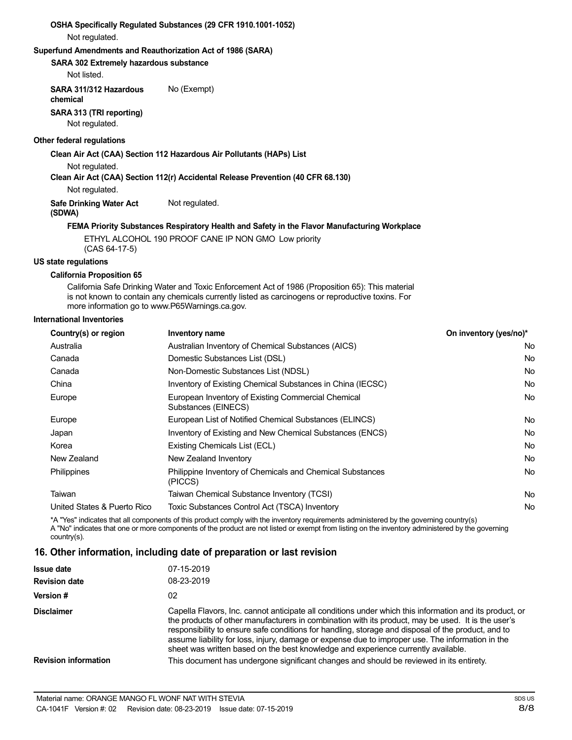**OSHA Specifically Regulated Substances (29 CFR 1910.1001-1052)**

Not regulated.

**Superfund Amendments and Reauthorization Act of 1986 (SARA)**

**SARA 302 Extremely hazardous substance**

Not listed.

**SARA 311/312 Hazardous chemical** No (Exempt)

**SARA 313 (TRI reporting)**

Not regulated.

**Other federal regulations**

**Clean Air Act (CAA) Section 112 Hazardous Air Pollutants (HAPs) List**

Not regulated.

**Clean Air Act (CAA) Section 112(r) Accidental Release Prevention (40 CFR 68.130)**

Not regulated.

**Safe Drinking Water Act (SDWA)** Not regulated.

**FEMA Priority Substances Respiratory Health and Safety in the Flavor Manufacturing Workplace**

ETHYL ALCOHOL 190 PROOF CANE IP NON GMO (CAS 64-17-5) Low priority

**US state regulations**

**California Proposition 65**

California Safe Drinking Water and Toxic Enforcement Act of 1986 (Proposition 65): This material is not known to contain any chemicals currently listed as carcinogens or reproductive toxins. For more information go to www.P65Warnings.ca.gov.

**International Inventories**

| Country(s) or region | Inventory name | On inventory (yes/no)* |
|---|---|---|
| Australia | Australian Inventory of Chemical Substances (AICS) | No |
| Canada | Domestic Substances List (DSL) | No |
| Canada | Non-Domestic Substances List (NDSL) | No |
| China | Inventory of Existing Chemical Substances in China (IECSC) | No |
| Europe | European Inventory of Existing Commercial Chemical Substances (EINECS) | No |
| Europe | European List of Notified Chemical Substances (ELINCS) | No |
| Japan | Inventory of Existing and New Chemical Substances (ENCS) | No |
| Korea | Existing Chemicals List (ECL) | No |
| New Zealand | New Zealand Inventory | No |
| Philippines | Philippine Inventory of Chemicals and Chemical Substances (PICCS) | No |
| Taiwan | Taiwan Chemical Substance Inventory (TCSI) | No |
| United States & Puerto Rico | Toxic Substances Control Act (TSCA) Inventory | No |

*A "Yes" indicates that all components of this product comply with the inventory requirements administered by the governing country(s)
A "No" indicates that one or more components of the product are not listed or exempt from listing on the inventory administered by the governing country(s).

## 16. Other information, including date of preparation or last revision

**Issue date** 07-15-2019

**Revision date** 08-23-2019

**Version #** 02

**Disclaimer** Capella Flavors, Inc. cannot anticipate all conditions under which this information and its product, or the products of other manufacturers in combination with its product, may be used. It is the user's responsibility to ensure safe conditions for handling, storage and disposal of the product, and to assume liability for loss, injury, damage or expense due to improper use. The information in the sheet was written based on the best knowledge and experience currently available.

**Revision information** This document has undergone significant changes and should be reviewed in its entirety.